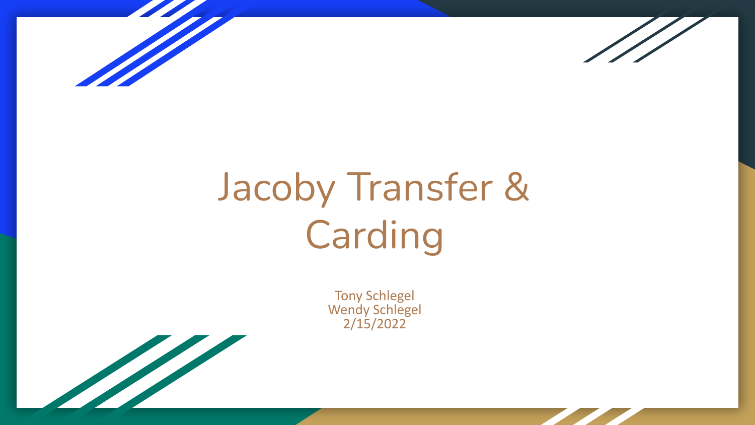# Jacoby Transfer & Carding

Tony Schlegel
Wendy Schlegel
2/15/2022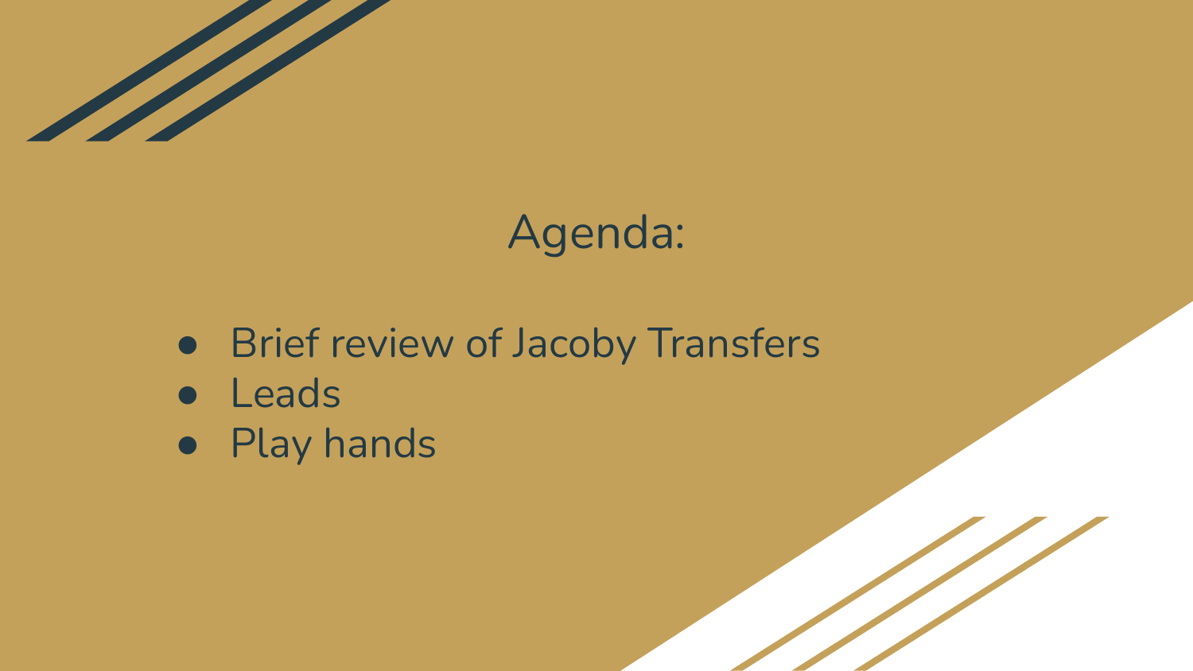## Agenda:

- Brief review of Jacoby Transfers
- Leads
- Play hands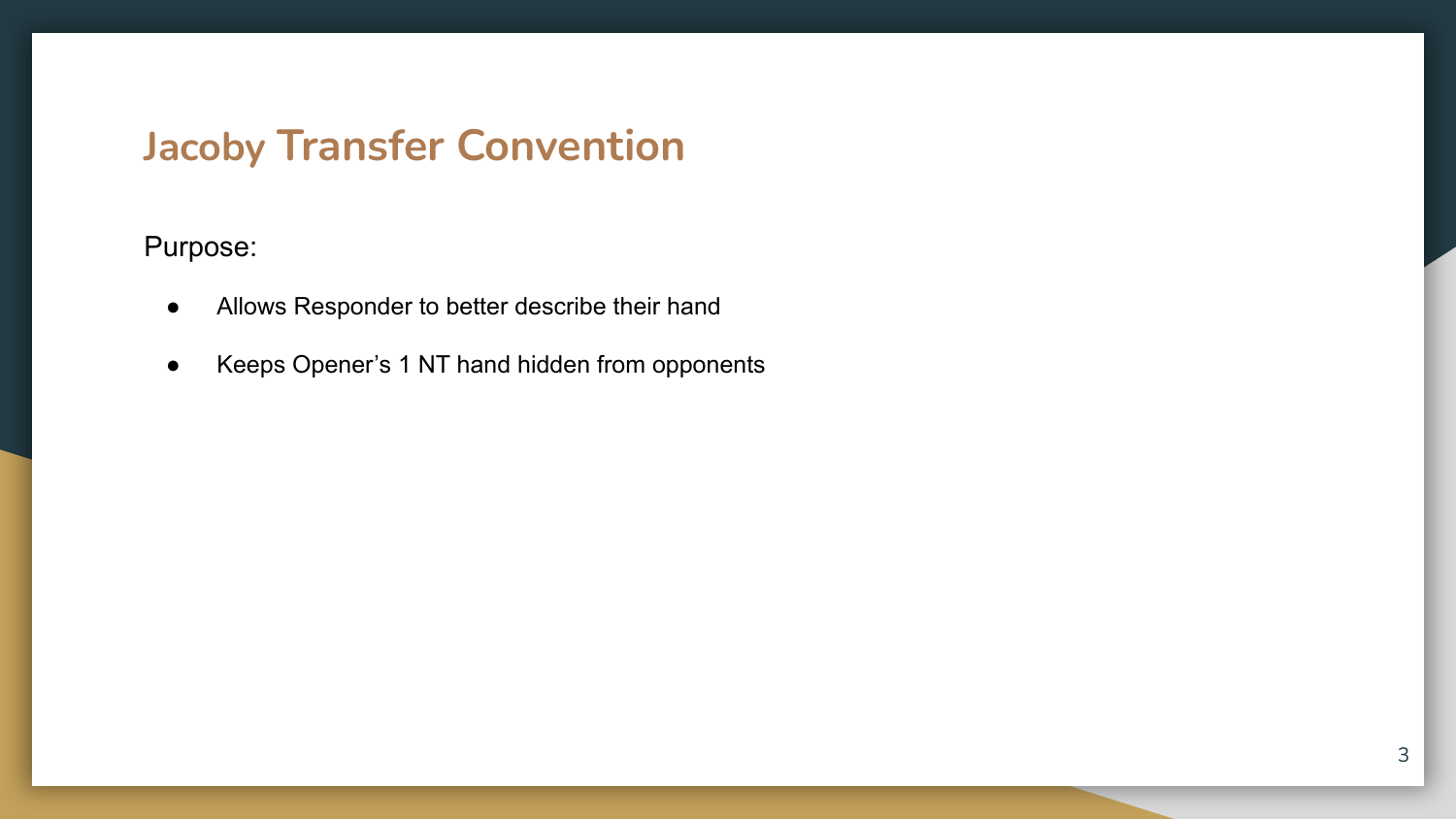# Jacoby Transfer Convention

Purpose:

- Allows Responder to better describe their hand
- Keeps Opener's 1 NT hand hidden from opponents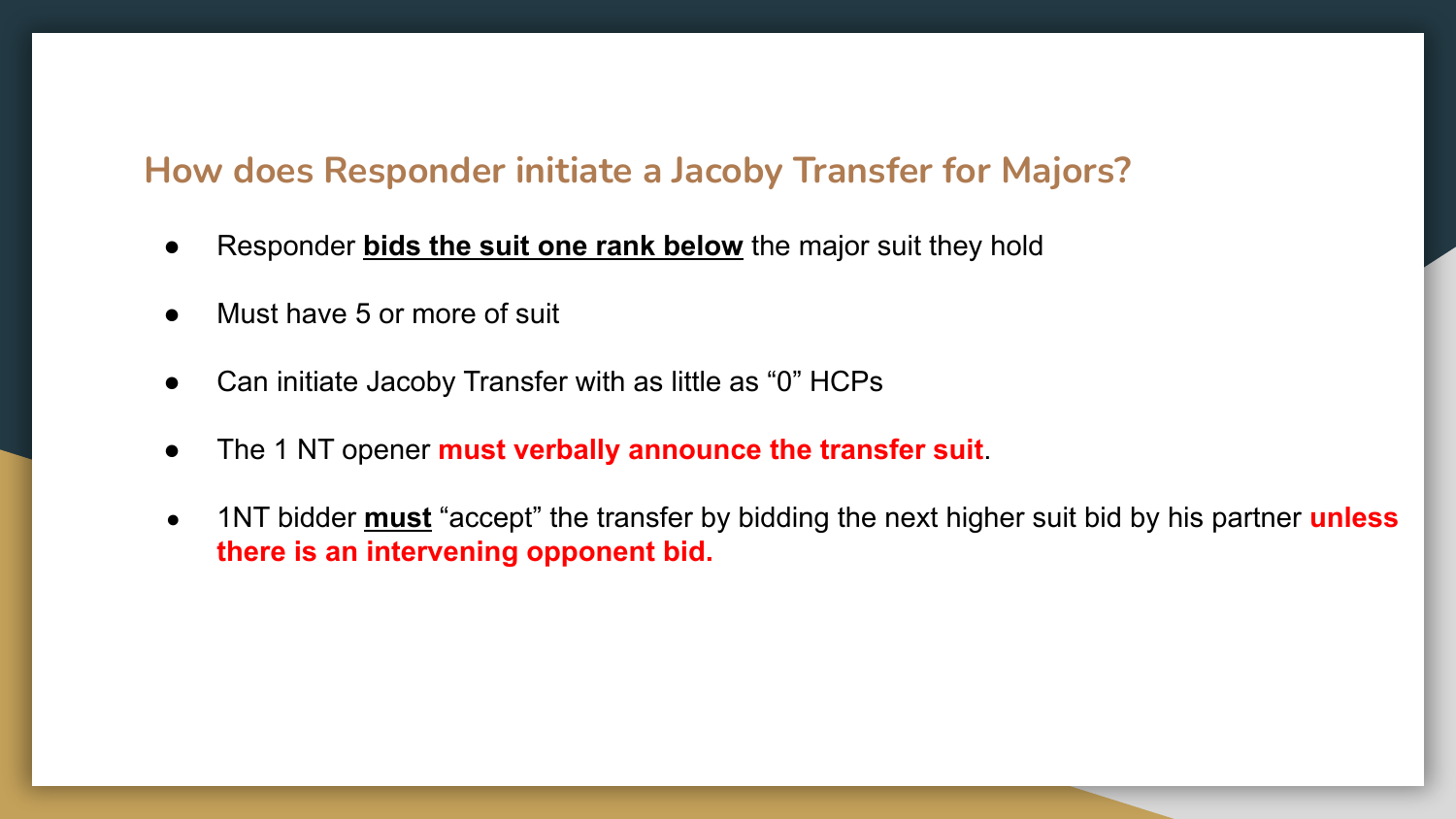## How does Responder initiate a Jacoby Transfer for Majors?

- Responder **bids the suit one rank below** the major suit they hold
- Must have 5 or more of suit
- Can initiate Jacoby Transfer with as little as “0” HCPs
- The 1 NT opener **must verbally announce the transfer suit**.
- 1NT bidder **must** “accept” the transfer by bidding the next higher suit bid by his partner **unless there is an intervening opponent bid.**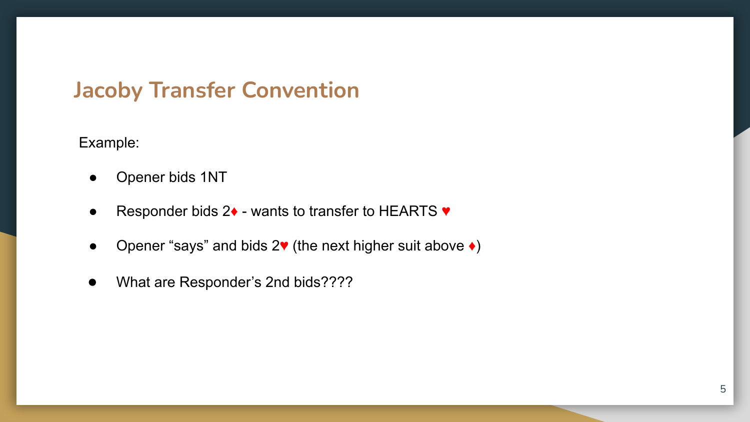# Jacoby Transfer Convention

Example:

- Opener bids 1NT
- Responder bids 2♦ - wants to transfer to HEARTS ♥
- Opener “says” and bids 2♥ (the next higher suit above ♦)
- What are Responder’s 2nd bids????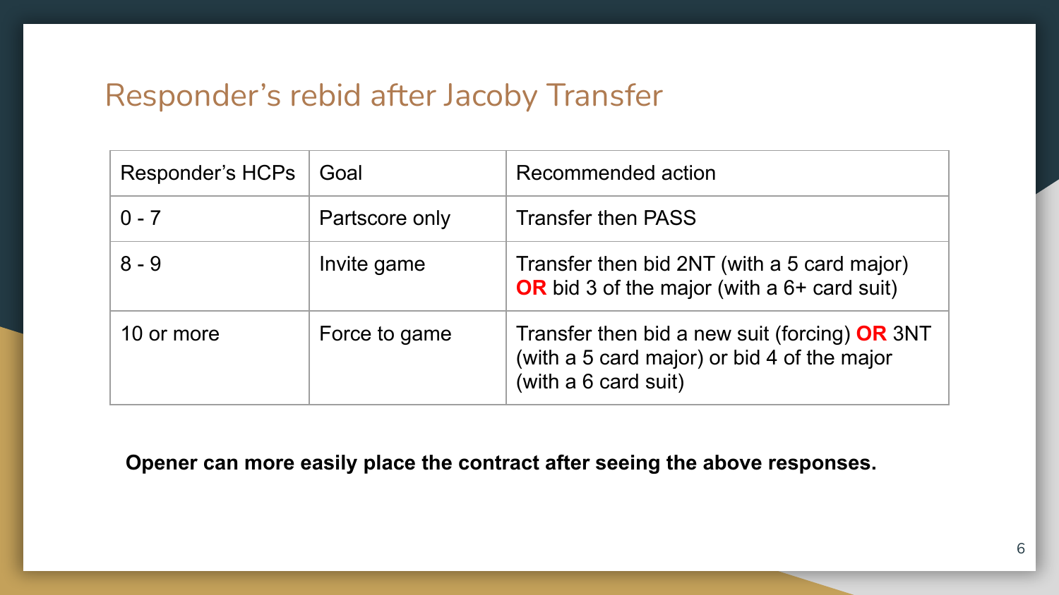## Responder's rebid after Jacoby Transfer

| Responder's HCPs | Goal | Recommended action |
|---|---|---|
| 0 - 7 | Partscore only | Transfer then PASS |
| 8 - 9 | Invite game | Transfer then bid 2NT (with a 5 card major) **OR** bid 3 of the major (with a 6+ card suit) |
| 10 or more | Force to game | Transfer then bid a new suit (forcing) **OR** 3NT (with a 5 card major) or bid 4 of the major (with a 6 card suit) |

**Opener can more easily place the contract after seeing the above responses.**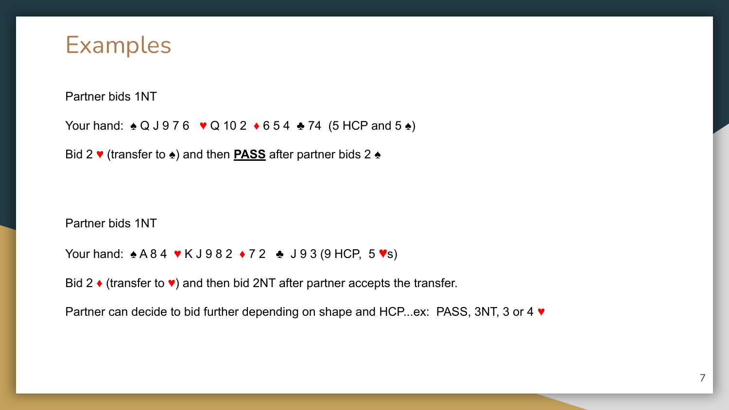# Examples

Partner bids 1NT

Your hand: ♠ Q J 9 7 6 ♥ Q 10 2 ♦ 6 5 4 ♣ 74 (5 HCP and 5 ♠)

Bid 2 ♥ (transfer to ♠) and then **PASS** after partner bids 2 ♠

Partner bids 1NT

Your hand: ♠ A 8 4 ♥ K J 9 8 2 ♦ 7 2 ♣ J 9 3 (9 HCP, 5 ♥s)

Bid 2 ♦ (transfer to ♥) and then bid 2NT after partner accepts the transfer.

Partner can decide to bid further depending on shape and HCP...ex: PASS, 3NT, 3 or 4 ♥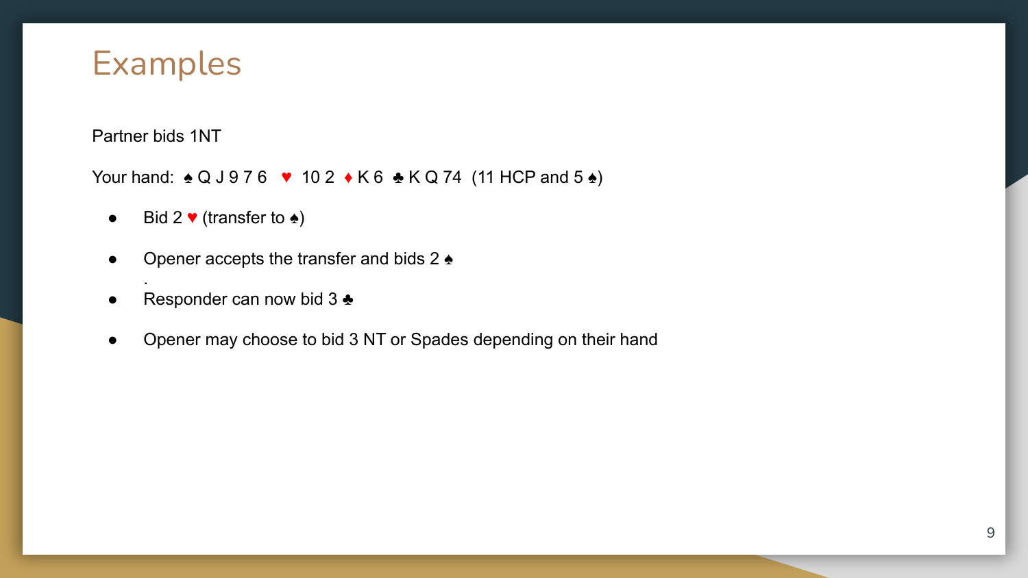# Examples

Partner bids 1NT

Your hand: ♠ Q J 9 7 6 ♥ 10 2 ♦ K 6 ♣ K Q 74 (11 HCP and 5 ♠)

- Bid 2 ♥ (transfer to ♠)
- Opener accepts the transfer and bids 2 ♠ .
- Responder can now bid 3 ♣
- Opener may choose to bid 3 NT or Spades depending on their hand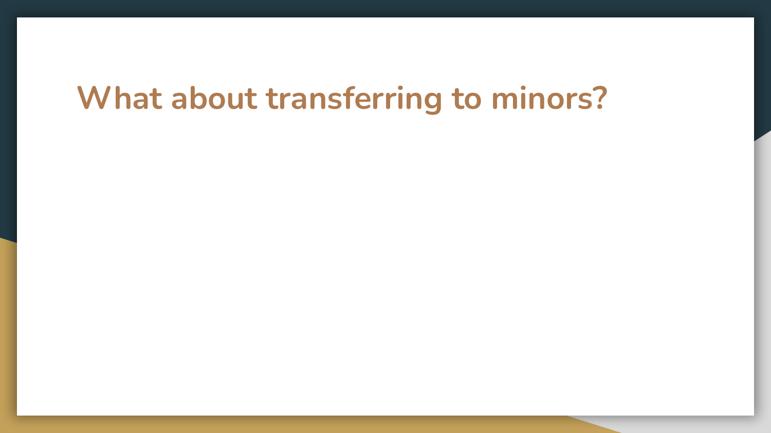# What about transferring to minors?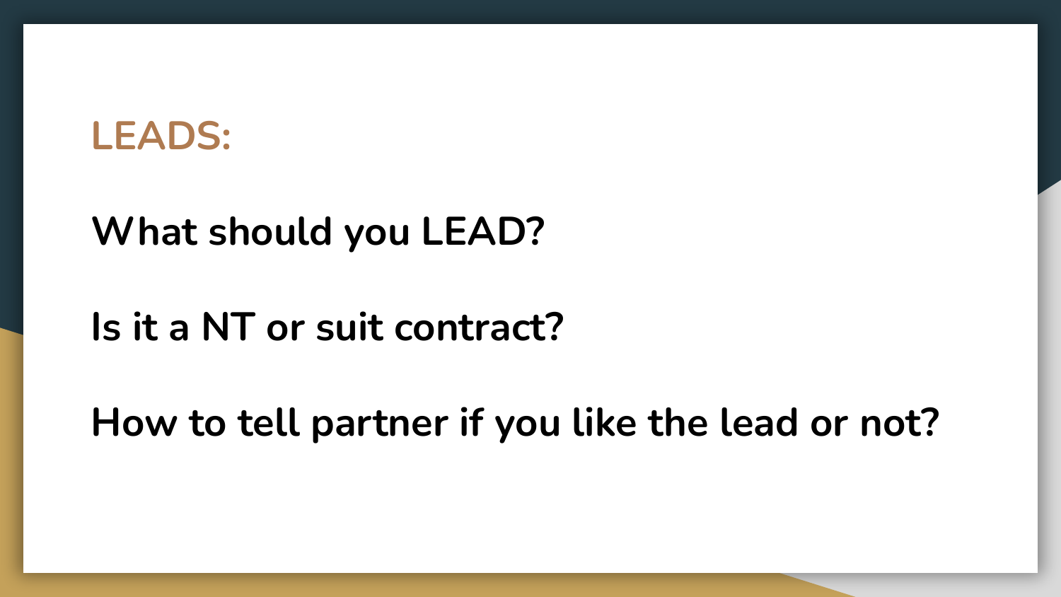# LEADS:

**What should you LEAD?**

**Is it a NT or suit contract?**

**How to tell partner if you like the lead or not?**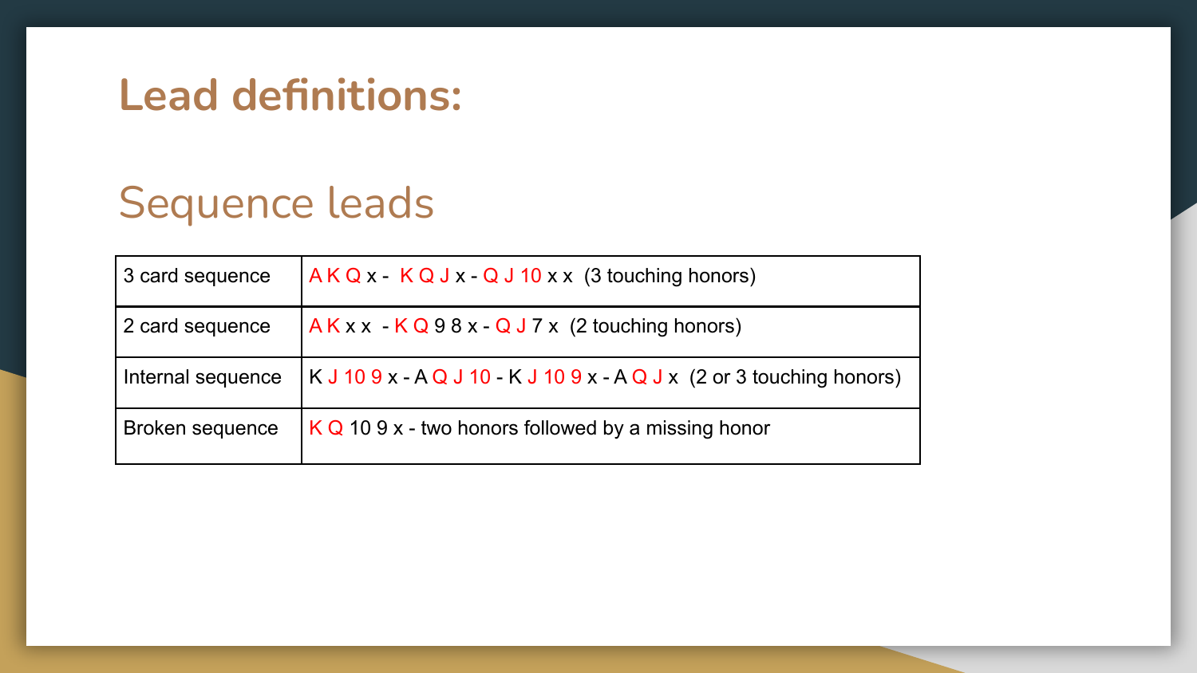# Lead definitions:

## Sequence leads

| 3 card sequence | A K Q x - K Q J x - Q J 10 x x (3 touching honors) |
|---|---|
| 2 card sequence | A K x x - K Q 9 8 x - Q J 7 x (2 touching honors) |
| Internal sequence | K J 10 9 x - A Q J 10 - K J 10 9 x - A Q J x (2 or 3 touching honors) |
| Broken sequence | K Q 10 9 x - two honors followed by a missing honor |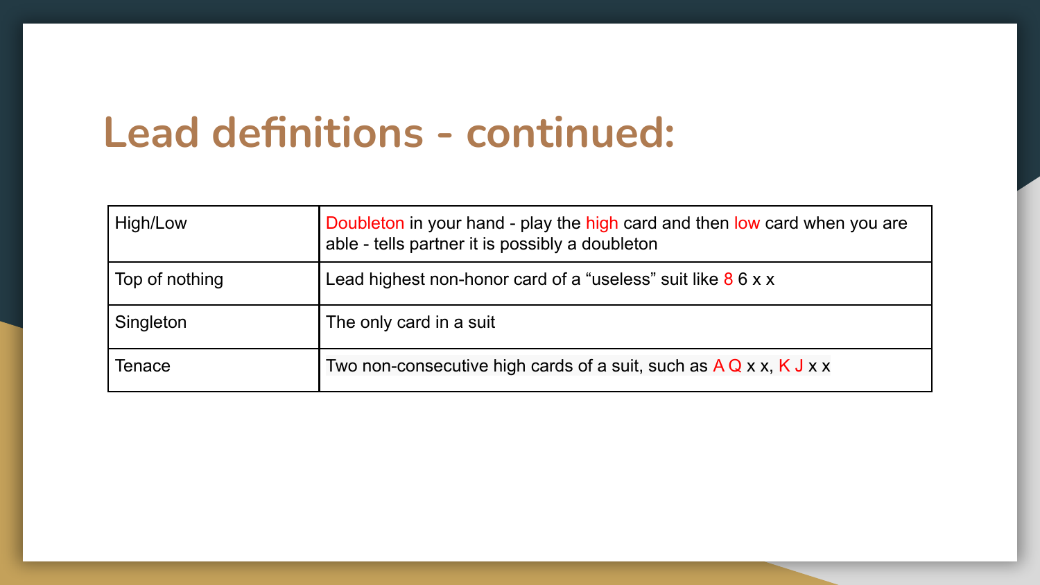# Lead definitions - continued:

| | |
|---|---|
| High/Low | Doubleton in your hand - play the high card and then low card when you are able - tells partner it is possibly a doubleton |
| Top of nothing | Lead highest non-honor card of a "useless" suit like 8 6 x x |
| Singleton | The only card in a suit |
| Tenace | Two non-consecutive high cards of a suit, such as A Q x x, K J x x |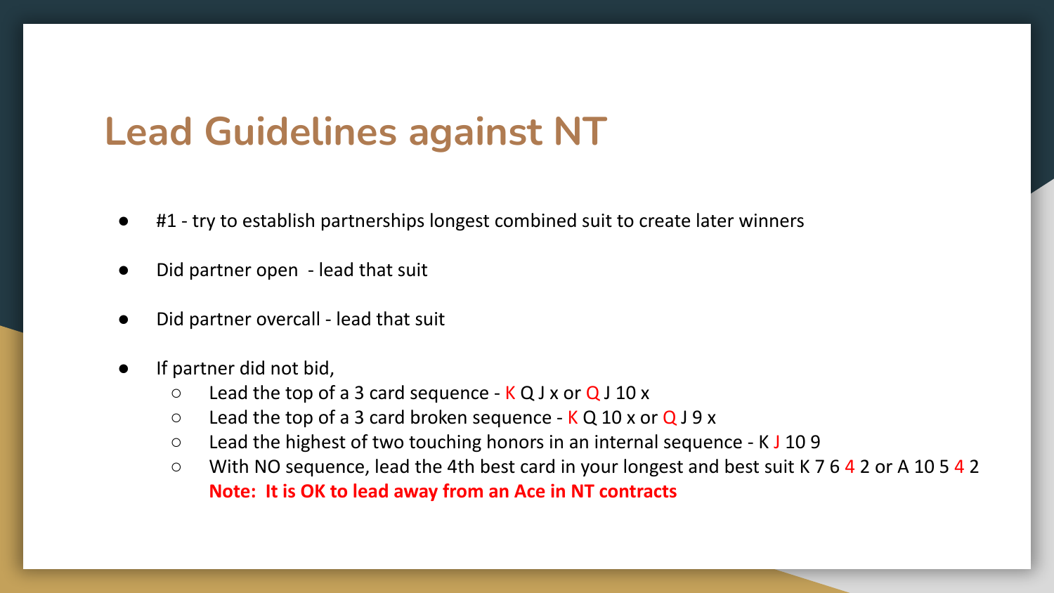# Lead Guidelines against NT

- #1 - try to establish partnerships longest combined suit to create later winners
- Did partner open - lead that suit
- Did partner overcall - lead that suit
- If partner did not bid,
  - Lead the top of a 3 card sequence - K Q J x or Q J 10 x
  - Lead the top of a 3 card broken sequence - K Q 10 x or Q J 9 x
  - Lead the highest of two touching honors in an internal sequence - K J 10 9
  - With NO sequence, lead the 4th best card in your longest and best suit K 7 6 4 2 or A 10 5 4 2
    **Note: It is OK to lead away from an Ace in NT contracts**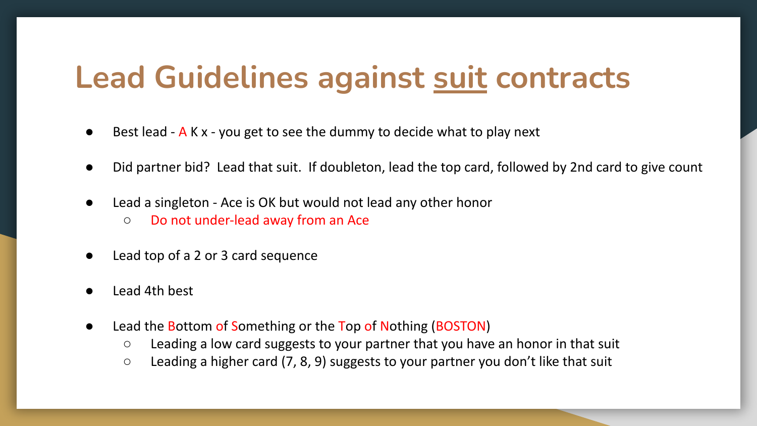# Lead Guidelines against suit contracts

- Best lead - A K x - you get to see the dummy to decide what to play next
- Did partner bid? Lead that suit. If doubleton, lead the top card, followed by 2nd card to give count
- Lead a singleton - Ace is OK but would not lead any other honor
  - Do not under-lead away from an Ace
- Lead top of a 2 or 3 card sequence
- Lead 4th best
- Lead the Bottom of Something or the Top of Nothing (BOSTON)
  - Leading a low card suggests to your partner that you have an honor in that suit
  - Leading a higher card (7, 8, 9) suggests to your partner you don't like that suit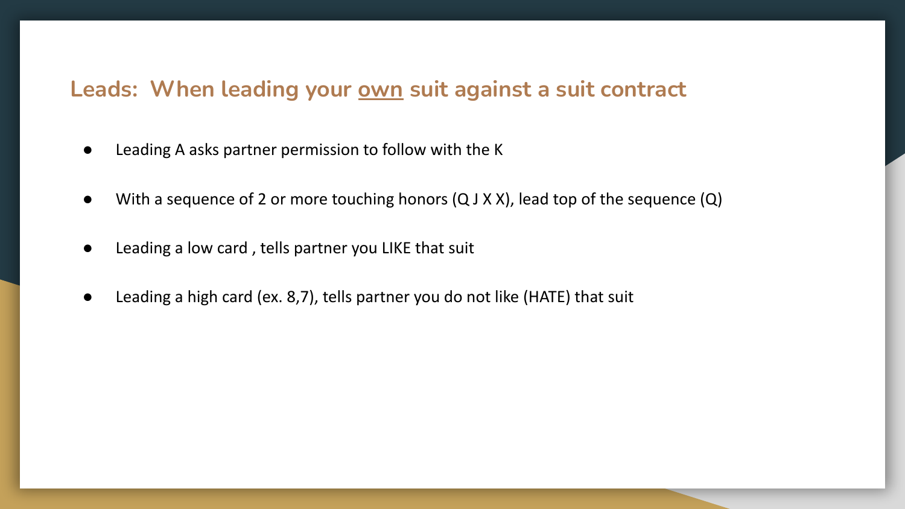## Leads: When leading your <u>own</u> suit against a suit contract

- Leading A asks partner permission to follow with the K
- With a sequence of 2 or more touching honors (Q J X X), lead top of the sequence (Q)
- Leading a low card , tells partner you LIKE that suit
- Leading a high card (ex. 8,7), tells partner you do not like (HATE) that suit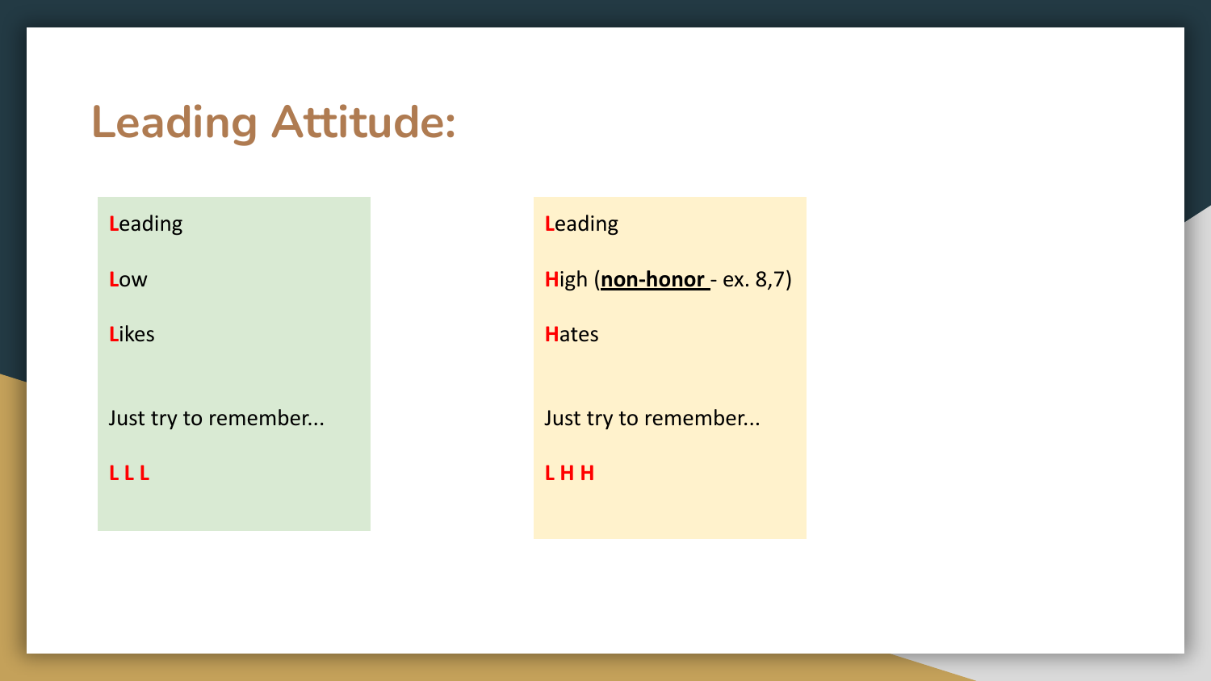# Leading Attitude:

**L**eading

**L**ow

**L**ikes

Just try to remember...

**L L L**

**L**eading

**H**igh (**non-honor** - ex. 8,7)

**H**ates

Just try to remember...

**L H H**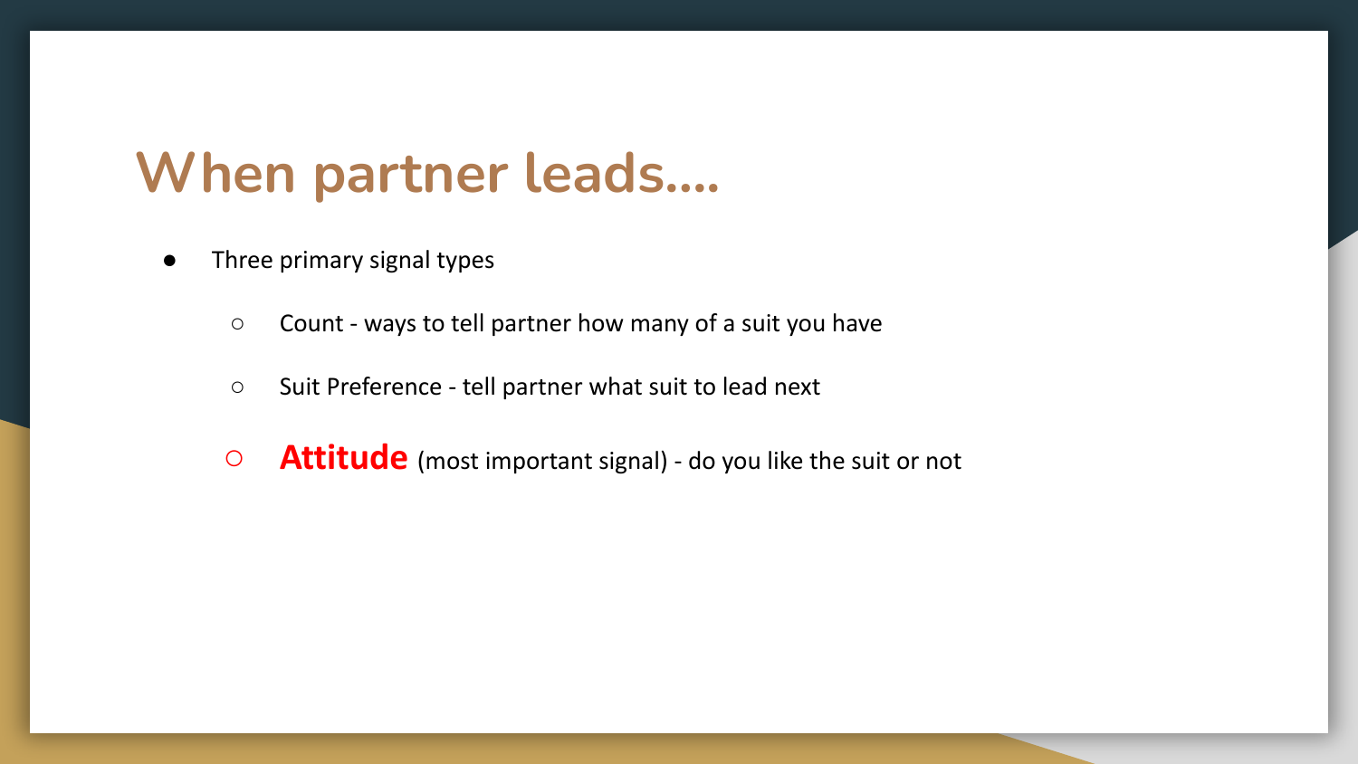# When partner leads….

- Three primary signal types
  - Count - ways to tell partner how many of a suit you have
  - Suit Preference - tell partner what suit to lead next
  - **Attitude** (most important signal) - do you like the suit or not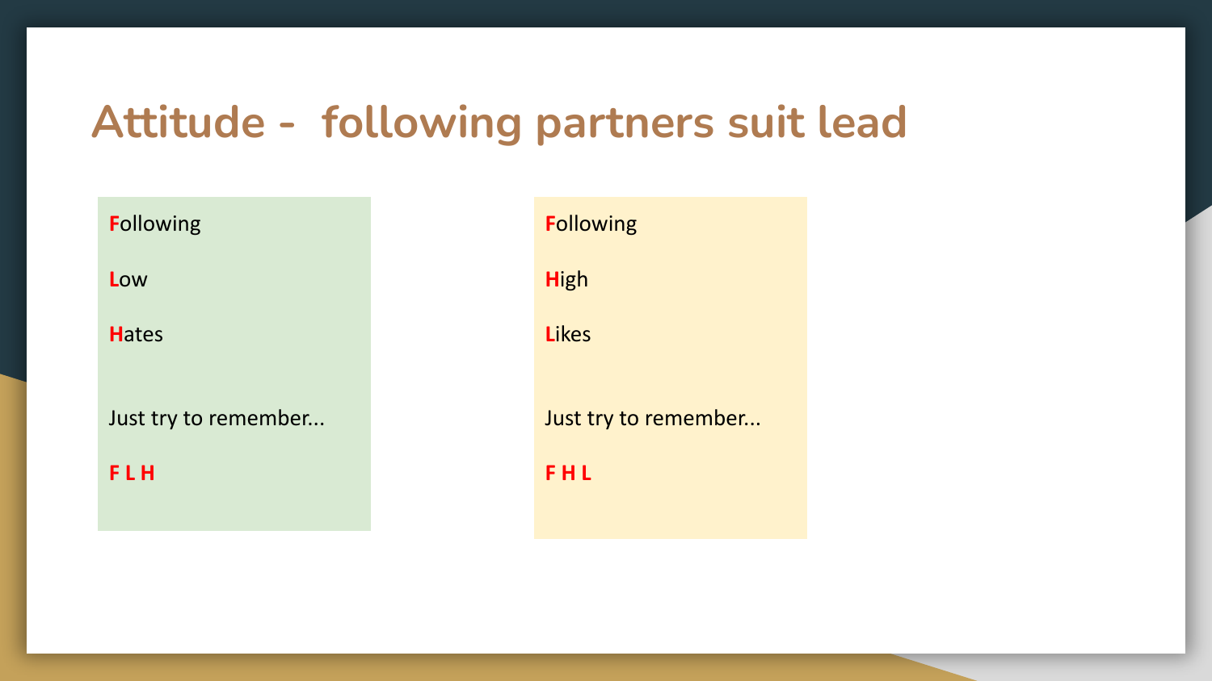# Attitude - following partners suit lead

**F**ollowing

**L**ow

**H**ates

Just try to remember...

**F L H**

**F**ollowing

**H**igh

**L**ikes

Just try to remember...

**F H L**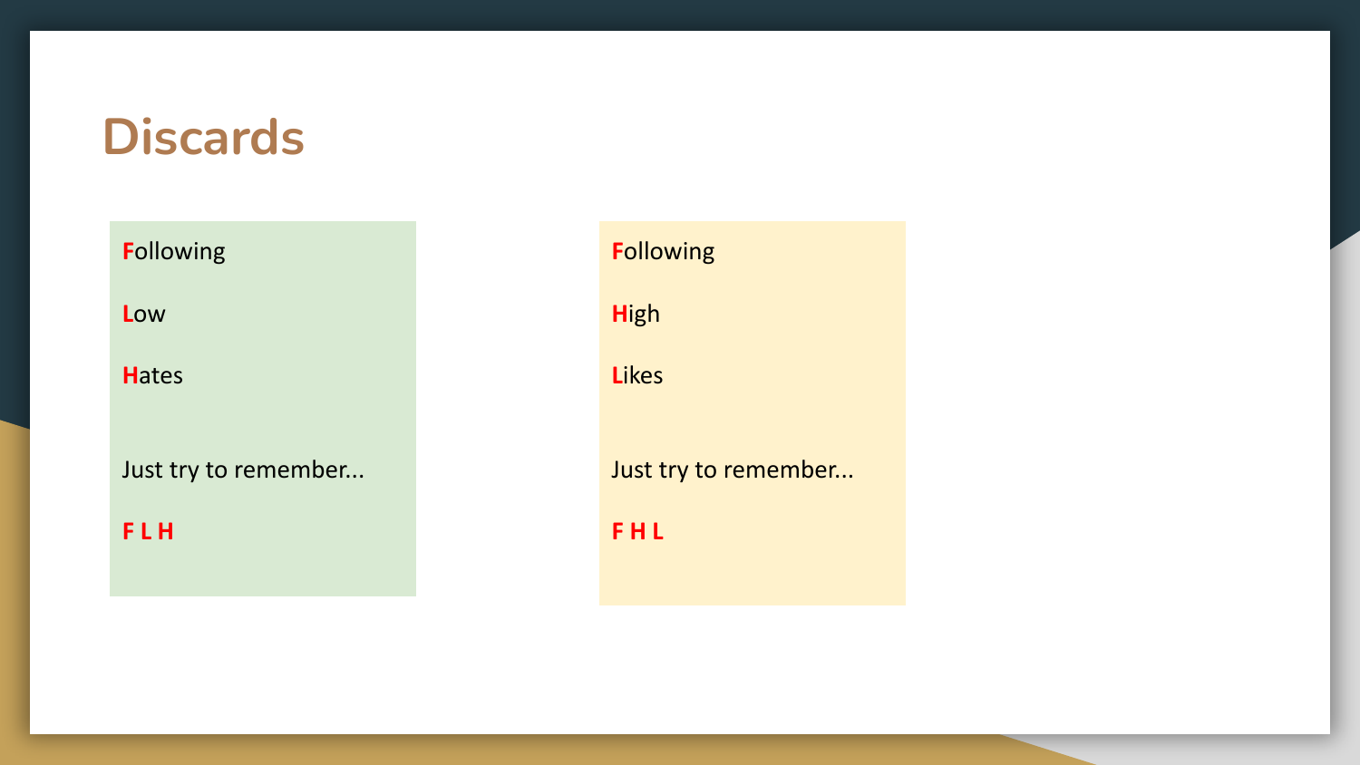# Discards

**F**ollowing

**L**ow

**H**ates

Just try to remember...

**F L H**

**F**ollowing

**H**igh

**L**ikes

Just try to remember...

**F H L**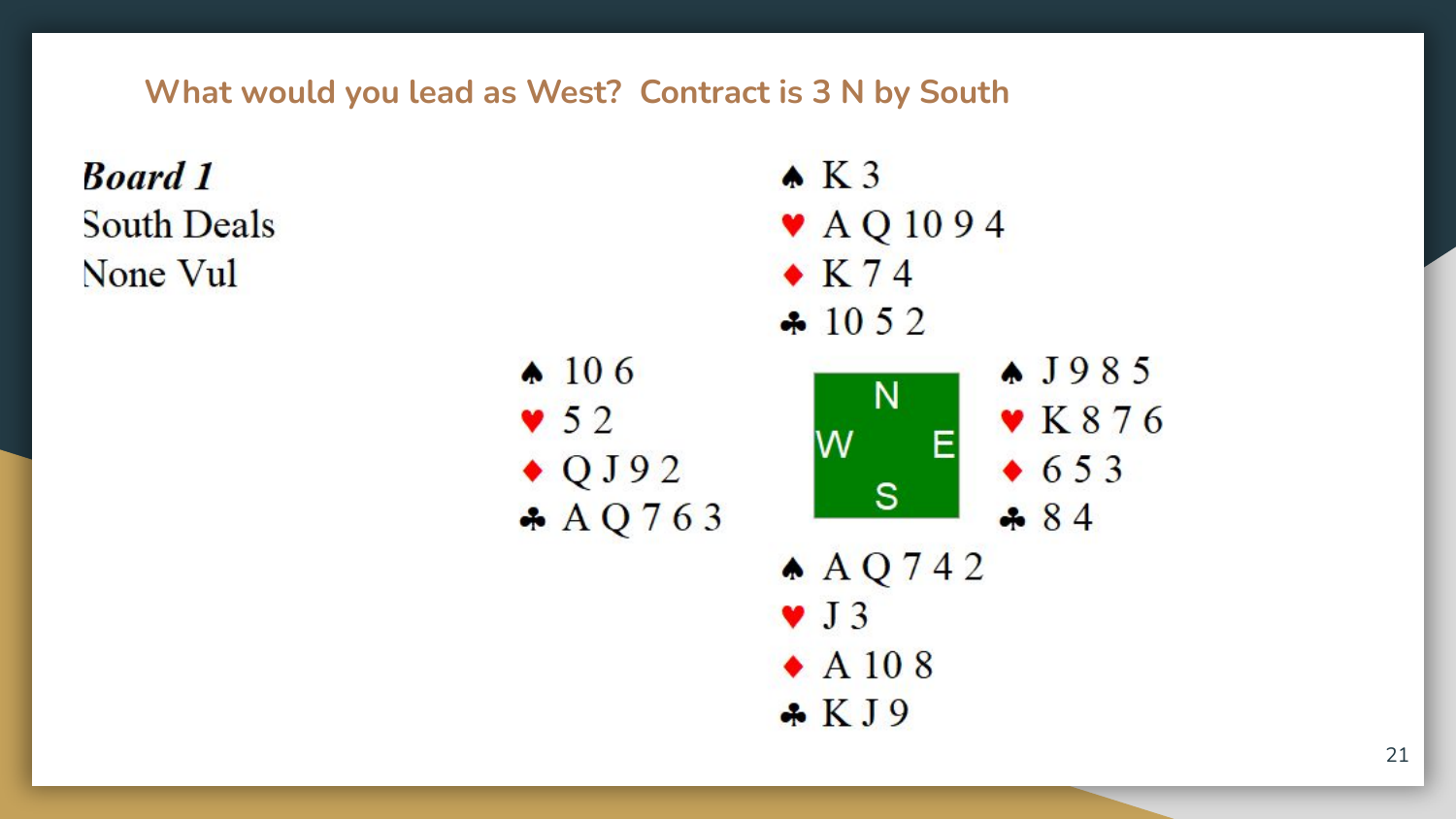## What would you lead as West? Contract is 3 N by South

***Board 1***
South Deals
None Vul

**North**
♠ K 3
♥ A Q 10 9 4
♦ K 7 4
♣ 10 5 2

**West**
♠ 10 6
♥ 5 2
♦ Q J 9 2
♣ A Q 7 6 3

**East**
♠ J 9 8 5
♥ K 8 7 6
♦ 6 5 3
♣ 8 4

**South**
♠ A Q 7 4 2
♥ J 3
♦ A 10 8
♣ K J 9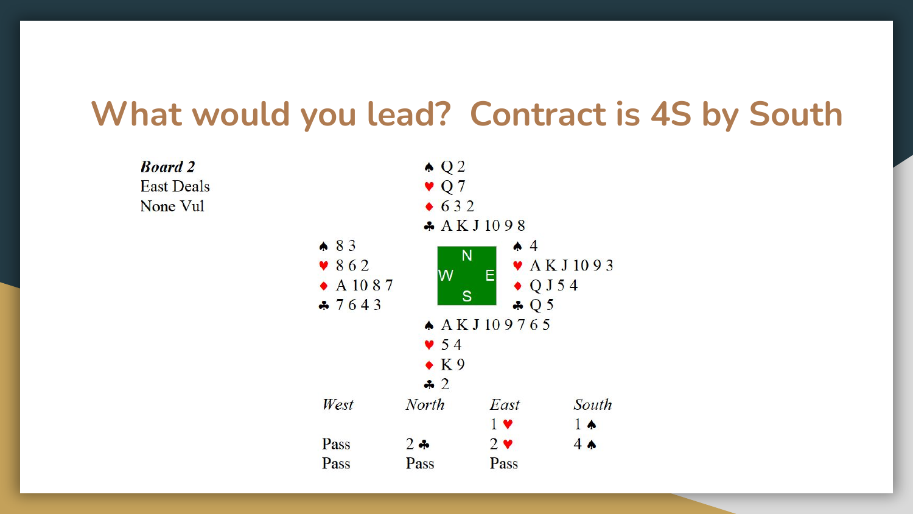# What would you lead?  Contract is 4S by South

***Board 2***
East Deals
None Vul

**North**
♠ Q 2
♥ Q 7
♦ 6 3 2
♣ A K J 10 9 8

**West**
♠ 8 3
♥ 8 6 2
♦ A 10 8 7
♣ 7 6 4 3

**East**
♠ 4
♥ A K J 10 9 3
♦ Q J 5 4
♣ Q 5

**South**
♠ A K J 10 9 7 6 5
♥ 5 4
♦ K 9
♣ 2

| *West* | *North* | *East* | *South* |
|---|---|---|---|
| | | 1 ♥ | 1 ♠ |
| Pass | 2 ♣ | 2 ♥ | 4 ♠ |
| Pass | Pass | Pass | |